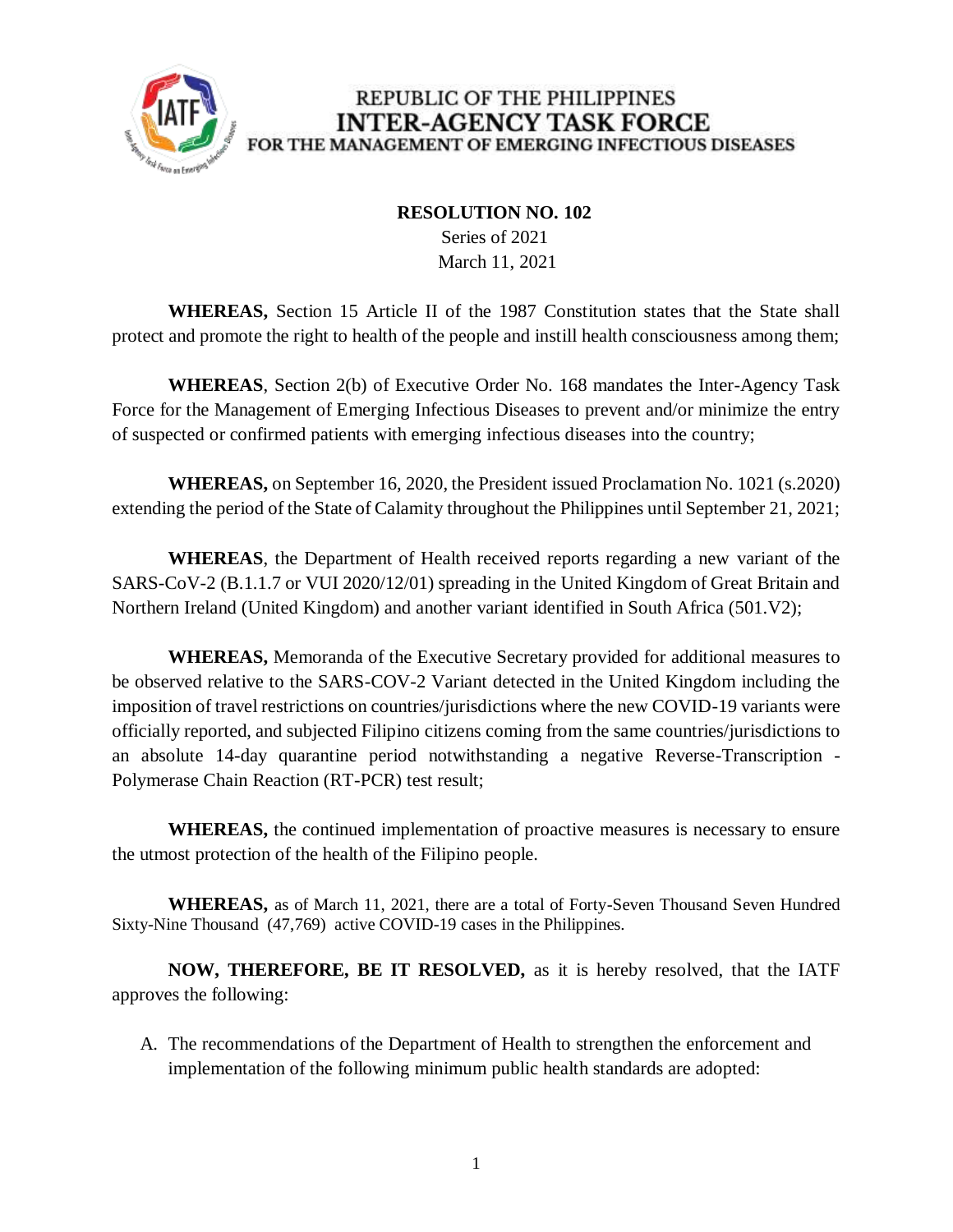REPUBLIC OF THE PHILIPPINES
**INTER-AGENCY TASK FORCE**
**FOR THE MANAGEMENT OF EMERGING INFECTIOUS DISEASES**

**RESOLUTION NO. 102**
Series of 2021
March 11, 2021

**WHEREAS,** Section 15 Article II of the 1987 Constitution states that the State shall protect and promote the right to health of the people and instill health consciousness among them;

**WHEREAS**, Section 2(b) of Executive Order No. 168 mandates the Inter-Agency Task Force for the Management of Emerging Infectious Diseases to prevent and/or minimize the entry of suspected or confirmed patients with emerging infectious diseases into the country;

**WHEREAS,** on September 16, 2020, the President issued Proclamation No. 1021 (s.2020) extending the period of the State of Calamity throughout the Philippines until September 21, 2021;

**WHEREAS**, the Department of Health received reports regarding a new variant of the SARS-CoV-2 (B.1.1.7 or VUI 2020/12/01) spreading in the United Kingdom of Great Britain and Northern Ireland (United Kingdom) and another variant identified in South Africa (501.V2);

**WHEREAS,** Memoranda of the Executive Secretary provided for additional measures to be observed relative to the SARS-COV-2 Variant detected in the United Kingdom including the imposition of travel restrictions on countries/jurisdictions where the new COVID-19 variants were officially reported, and subjected Filipino citizens coming from the same countries/jurisdictions to an absolute 14-day quarantine period notwithstanding a negative Reverse-Transcription - Polymerase Chain Reaction (RT-PCR) test result;

**WHEREAS,** the continued implementation of proactive measures is necessary to ensure the utmost protection of the health of the Filipino people.

**WHEREAS,** as of March 11, 2021, there are a total of Forty-Seven Thousand Seven Hundred Sixty-Nine Thousand (47,769) active COVID-19 cases in the Philippines.

**NOW, THEREFORE, BE IT RESOLVED,** as it is hereby resolved, that the IATF approves the following:

A. The recommendations of the Department of Health to strengthen the enforcement and implementation of the following minimum public health standards are adopted: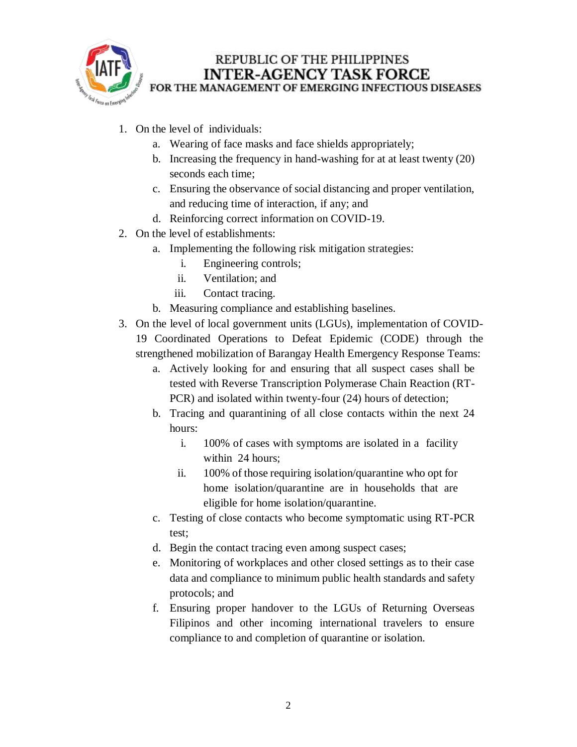1. On the level of individuals:
    a. Wearing of face masks and face shields appropriately;
    b. Increasing the frequency in hand-washing for at at least twenty (20) seconds each time;
    c. Ensuring the observance of social distancing and proper ventilation, and reducing time of interaction, if any; and
    d. Reinforcing correct information on COVID-19.
2. On the level of establishments:
    a. Implementing the following risk mitigation strategies:
        i. Engineering controls;
        ii. Ventilation; and
        iii. Contact tracing.
    b. Measuring compliance and establishing baselines.
3. On the level of local government units (LGUs), implementation of COVID-19 Coordinated Operations to Defeat Epidemic (CODE) through the strengthened mobilization of Barangay Health Emergency Response Teams:
    a. Actively looking for and ensuring that all suspect cases shall be tested with Reverse Transcription Polymerase Chain Reaction (RT-PCR) and isolated within twenty-four (24) hours of detection;
    b. Tracing and quarantining of all close contacts within the next 24 hours:
        i. 100% of cases with symptoms are isolated in a facility within 24 hours;
        ii. 100% of those requiring isolation/quarantine who opt for home isolation/quarantine are in households that are eligible for home isolation/quarantine.
    c. Testing of close contacts who become symptomatic using RT-PCR test;
    d. Begin the contact tracing even among suspect cases;
    e. Monitoring of workplaces and other closed settings as to their case data and compliance to minimum public health standards and safety protocols; and
    f. Ensuring proper handover to the LGUs of Returning Overseas Filipinos and other incoming international travelers to ensure compliance to and completion of quarantine or isolation.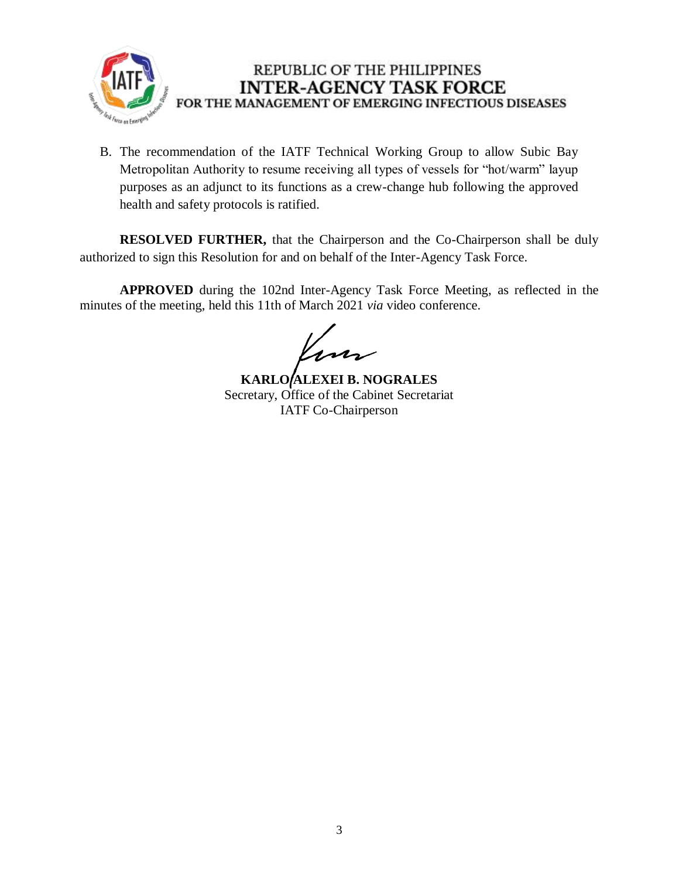B. The recommendation of the IATF Technical Working Group to allow Subic Bay Metropolitan Authority to resume receiving all types of vessels for "hot/warm" layup purposes as an adjunct to its functions as a crew-change hub following the approved health and safety protocols is ratified.

**RESOLVED FURTHER,** that the Chairperson and the Co-Chairperson shall be duly authorized to sign this Resolution for and on behalf of the Inter-Agency Task Force.

**APPROVED** during the 102nd Inter-Agency Task Force Meeting, as reflected in the minutes of the meeting, held this 11th of March 2021 *via* video conference.

**KARLO ALEXEI B. NOGRALES**
Secretary, Office of the Cabinet Secretariat
IATF Co-Chairperson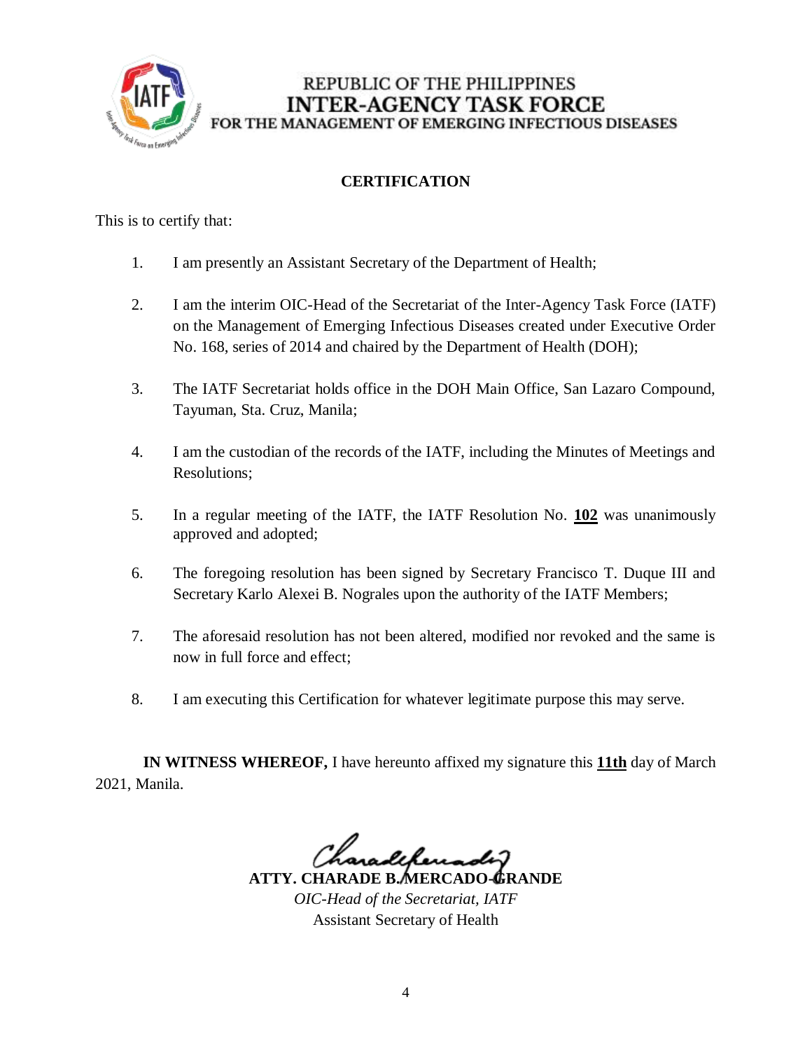REPUBLIC OF THE PHILIPPINES
INTER-AGENCY TASK FORCE
FOR THE MANAGEMENT OF EMERGING INFECTIOUS DISEASES

## CERTIFICATION

This is to certify that:

1. I am presently an Assistant Secretary of the Department of Health;

2. I am the interim OIC-Head of the Secretariat of the Inter-Agency Task Force (IATF) on the Management of Emerging Infectious Diseases created under Executive Order No. 168, series of 2014 and chaired by the Department of Health (DOH);

3. The IATF Secretariat holds office in the DOH Main Office, San Lazaro Compound, Tayuman, Sta. Cruz, Manila;

4. I am the custodian of the records of the IATF, including the Minutes of Meetings and Resolutions;

5. In a regular meeting of the IATF, the IATF Resolution No. **102** was unanimously approved and adopted;

6. The foregoing resolution has been signed by Secretary Francisco T. Duque III and Secretary Karlo Alexei B. Nograles upon the authority of the IATF Members;

7. The aforesaid resolution has not been altered, modified nor revoked and the same is now in full force and effect;

8. I am executing this Certification for whatever legitimate purpose this may serve.

**IN WITNESS WHEREOF,** I have hereunto affixed my signature this **11th** day of March 2021, Manila.

**ATTY. CHARADE B. MERCADO-GRANDE**
*OIC-Head of the Secretariat, IATF*
Assistant Secretary of Health